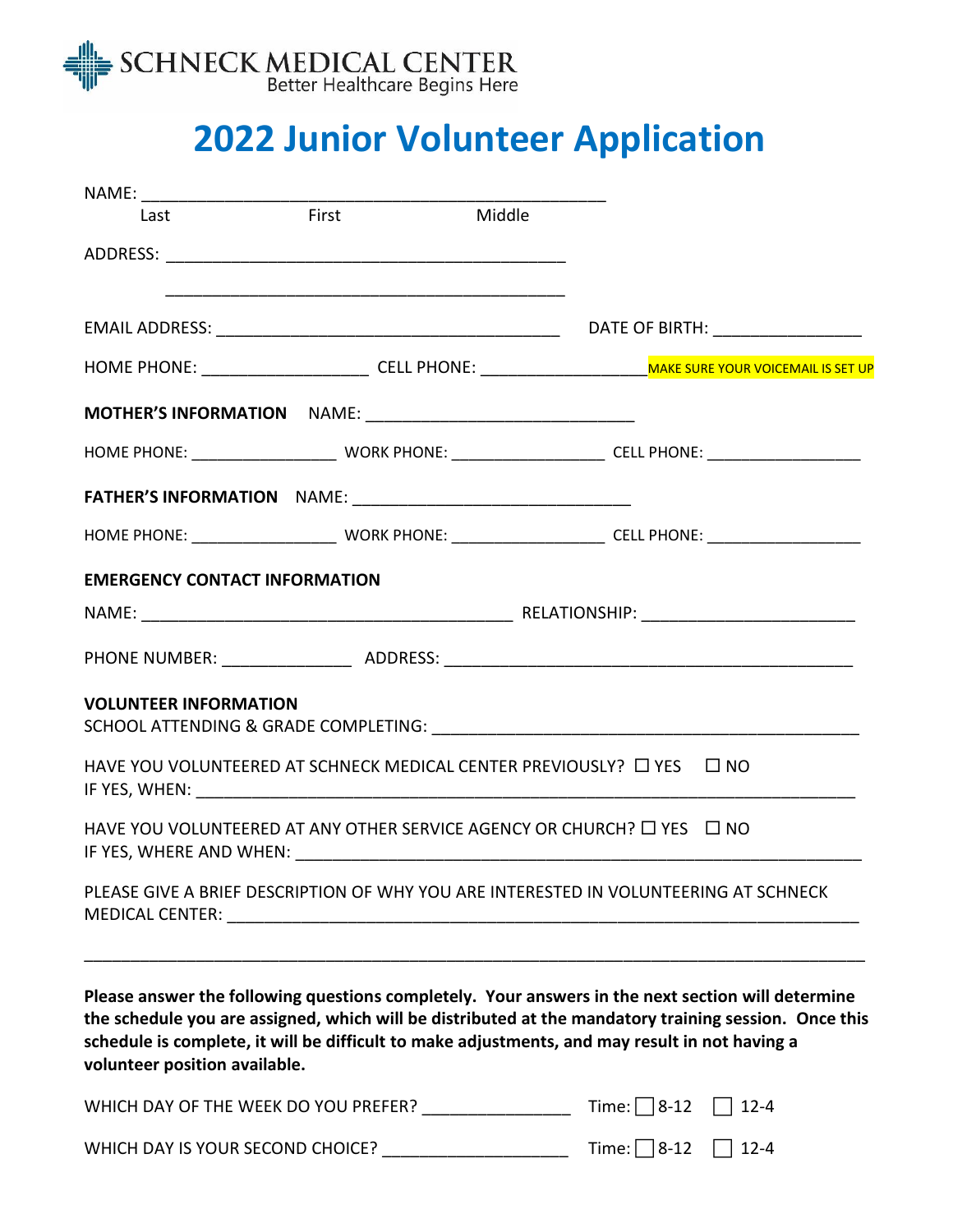SCHNECK MEDICAL CENTER
Better Healthcare Begins Here

# 2022 Junior Volunteer Application

NAME: ___________________________________________________
Last First Middle

ADDRESS: ____________________________________________

____________________________________________

EMAIL ADDRESS: _____________________________________ DATE OF BIRTH: ________________

HOME PHONE: __________________ CELL PHONE: __________________ MAKE SURE YOUR VOICEMAIL IS SET UP

**MOTHER'S INFORMATION** NAME: _____________________________

HOME PHONE: ________________ WORK PHONE: _________________ CELL PHONE: _________________

**FATHER'S INFORMATION** NAME: ______________________________

HOME PHONE: ________________ WORK PHONE: _________________ CELL PHONE: _________________

**EMERGENCY CONTACT INFORMATION**

NAME: _________________________________________ RELATIONSHIP: _______________________

PHONE NUMBER: ______________ ADDRESS: _____________________________________________

**VOLUNTEER INFORMATION**
SCHOOL ATTENDING & GRADE COMPLETING: ______________________________________________

HAVE YOU VOLUNTEERED AT SCHNECK MEDICAL CENTER PREVIOUSLY? ☐ YES ☐ NO
IF YES, WHEN: ______________________________________________________________________

HAVE YOU VOLUNTEERED AT ANY OTHER SERVICE AGENCY OR CHURCH? ☐ YES ☐ NO
IF YES, WHERE AND WHEN: ____________________________________________________________

PLEASE GIVE A BRIEF DESCRIPTION OF WHY YOU ARE INTERESTED IN VOLUNTEERING AT SCHNECK MEDICAL CENTER: ____________________________________________________________________

_______________________________________________________________________________________

**Please answer the following questions completely. Your answers in the next section will determine the schedule you are assigned, which will be distributed at the mandatory training session. Once this schedule is complete, it will be difficult to make adjustments, and may result in not having a volunteer position available.**

WHICH DAY OF THE WEEK DO YOU PREFER? ________________ Time: ☐ 8-12 ☐ 12-4

WHICH DAY IS YOUR SECOND CHOICE? ____________________ Time: ☐ 8-12 ☐ 12-4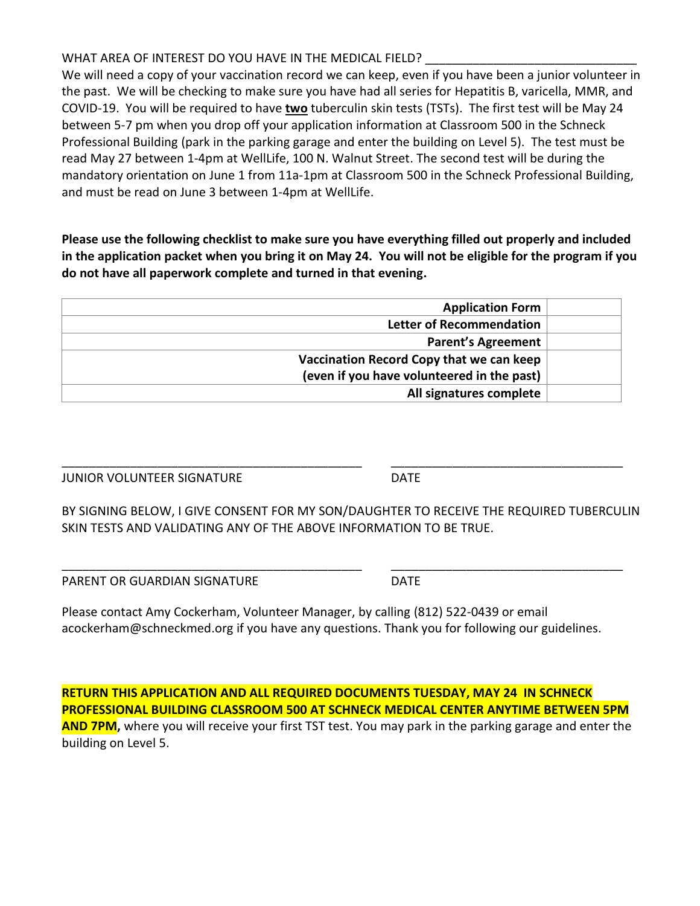WHAT AREA OF INTEREST DO YOU HAVE IN THE MEDICAL FIELD? ______________________________

We will need a copy of your vaccination record we can keep, even if you have been a junior volunteer in the past. We will be checking to make sure you have had all series for Hepatitis B, varicella, MMR, and COVID-19. You will be required to have **two** tuberculin skin tests (TSTs). The first test will be May 24 between 5-7 pm when you drop off your application information at Classroom 500 in the Schneck Professional Building (park in the parking garage and enter the building on Level 5). The test must be read May 27 between 1-4pm at WellLife, 100 N. Walnut Street. The second test will be during the mandatory orientation on June 1 from 11a-1pm at Classroom 500 in the Schneck Professional Building, and must be read on June 3 between 1-4pm at WellLife.

**Please use the following checklist to make sure you have everything filled out properly and included in the application packet when you bring it on May 24. You will not be eligible for the program if you do not have all paperwork complete and turned in that evening.**

| | |
|---|---|
| **Application Form** | |
| **Letter of Recommendation** | |
| **Parent's Agreement** | |
| **Vaccination Record Copy that we can keep (even if you have volunteered in the past)** | |
| **All signatures complete** | |

______________________________________________ __________________________________

JUNIOR VOLUNTEER SIGNATURE DATE

BY SIGNING BELOW, I GIVE CONSENT FOR MY SON/DAUGHTER TO RECEIVE THE REQUIRED TUBERCULIN SKIN TESTS AND VALIDATING ANY OF THE ABOVE INFORMATION TO BE TRUE.

______________________________________________ __________________________________

PARENT OR GUARDIAN SIGNATURE DATE

Please contact Amy Cockerham, Volunteer Manager, by calling (812) 522-0439 or email acockerham@schneckmed.org if you have any questions. Thank you for following our guidelines.

**RETURN THIS APPLICATION AND ALL REQUIRED DOCUMENTS TUESDAY, MAY 24 IN SCHNECK PROFESSIONAL BUILDING CLASSROOM 500 AT SCHNECK MEDICAL CENTER ANYTIME BETWEEN 5PM AND 7PM,** where you will receive your first TST test. You may park in the parking garage and enter the building on Level 5.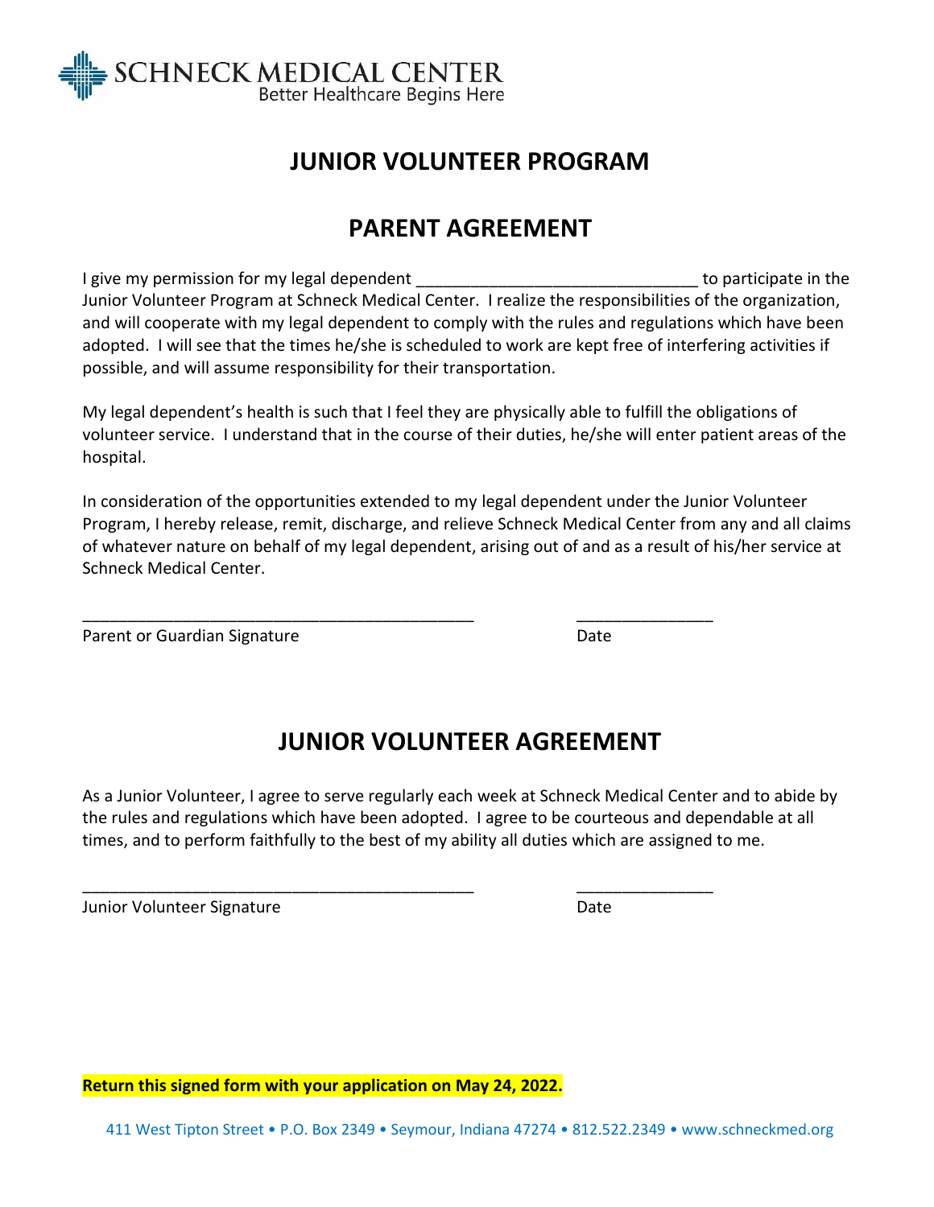SCHNECK MEDICAL CENTER
Better Healthcare Begins Here

# JUNIOR VOLUNTEER PROGRAM

# PARENT AGREEMENT

I give my permission for my legal dependent ______________________________ to participate in the Junior Volunteer Program at Schneck Medical Center. I realize the responsibilities of the organization, and will cooperate with my legal dependent to comply with the rules and regulations which have been adopted. I will see that the times he/she is scheduled to work are kept free of interfering activities if possible, and will assume responsibility for their transportation.

My legal dependent's health is such that I feel they are physically able to fulfill the obligations of volunteer service. I understand that in the course of their duties, he/she will enter patient areas of the hospital.

In consideration of the opportunities extended to my legal dependent under the Junior Volunteer Program, I hereby release, remit, discharge, and relieve Schneck Medical Center from any and all claims of whatever nature on behalf of my legal dependent, arising out of and as a result of his/her service at Schneck Medical Center.

__________________________________________ _______________

Parent or Guardian Signature Date

# JUNIOR VOLUNTEER AGREEMENT

As a Junior Volunteer, I agree to serve regularly each week at Schneck Medical Center and to abide by the rules and regulations which have been adopted. I agree to be courteous and dependable at all times, and to perform faithfully to the best of my ability all duties which are assigned to me.

__________________________________________ _______________

Junior Volunteer Signature Date

**Return this signed form with your application on May 24, 2022.**

411 West Tipton Street • P.O. Box 2349 • Seymour, Indiana 47274 • 812.522.2349 • www.schneckmed.org